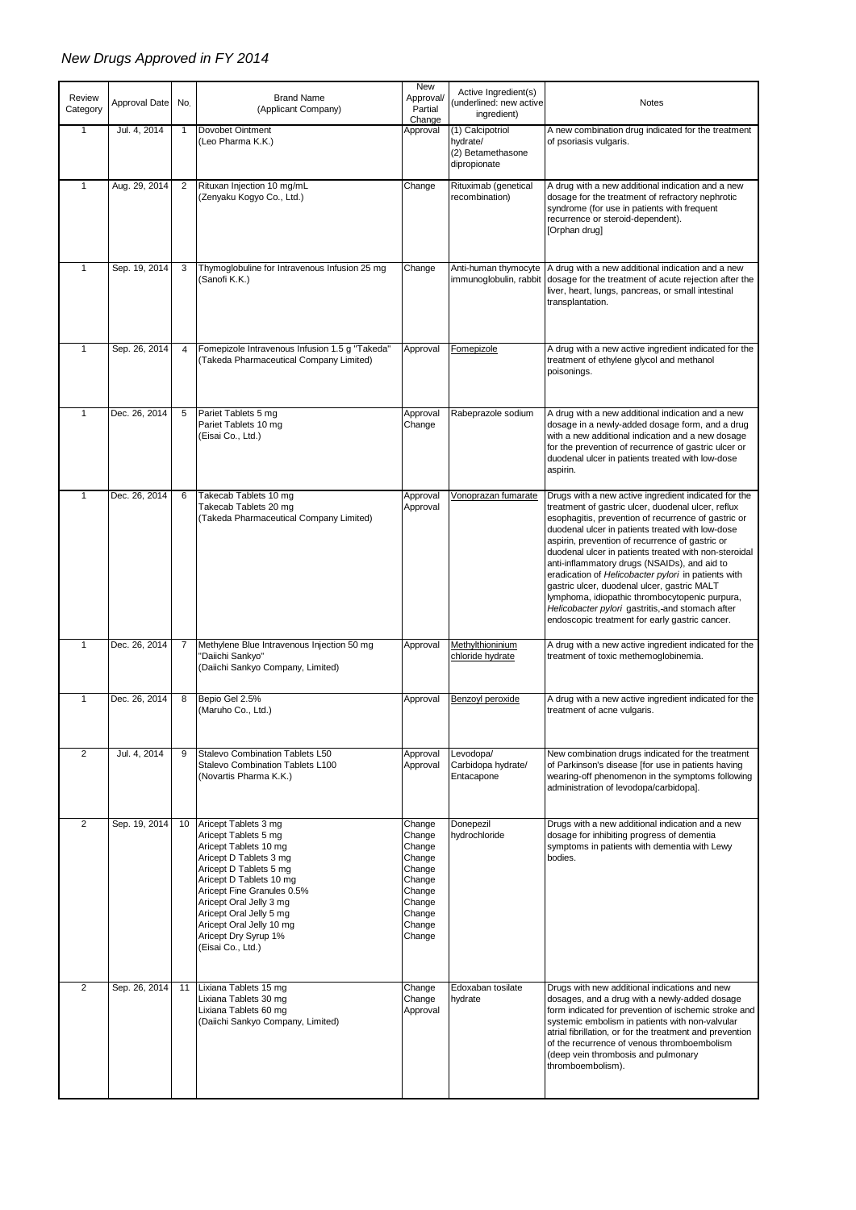## New Drugs Approved in FY 2014

| Review Category | Approval Date | No. | Brand Name (Applicant Company) | New Approval/ Partial Change | Active Ingredient(s) (underlined: new active ingredient) | Notes |
|---|---|---|---|---|---|---|
| 1 | Jul. 4, 2014 | 1 | Dovobet Ointment<br>(Leo Pharma K.K.) | Approval | (1) Calcipotriol hydrate/<br>(2) Betamethasone dipropionate | A new combination drug indicated for the treatment of psoriasis vulgaris. |
| 1 | Aug. 29, 2014 | 2 | Rituxan Injection 10 mg/mL<br>(Zenyaku Kogyo Co., Ltd.) | Change | Rituximab (genetical recombination) | A drug with a new additional indication and a new dosage for the treatment of refractory nephrotic syndrome (for use in patients with frequent recurrence or steroid-dependent).<br>[Orphan drug] |
| 1 | Sep. 19, 2014 | 3 | Thymoglobuline for Intravenous Infusion 25 mg<br>(Sanofi K.K.) | Change | Anti-human thymocyte immunoglobulin, rabbit | A drug with a new additional indication and a new dosage for the treatment of acute rejection after the liver, heart, lungs, pancreas, or small intestinal transplantation. |
| 1 | Sep. 26, 2014 | 4 | Fomepizole Intravenous Infusion 1.5 g "Takeda"<br>(Takeda Pharmaceutical Company Limited) | Approval | <u>Fomepizole</u> | A drug with a new active ingredient indicated for the treatment of ethylene glycol and methanol poisonings. |
| 1 | Dec. 26, 2014 | 5 | Pariet Tablets 5 mg<br>Pariet Tablets 10 mg<br>(Eisai Co., Ltd.) | Approval<br>Change | Rabeprazole sodium | A drug with a new additional indication and a new dosage in a newly-added dosage form, and a drug with a new additional indication and a new dosage for the prevention of recurrence of gastric ulcer or duodenal ulcer in patients treated with low-dose aspirin. |
| 1 | Dec. 26, 2014 | 6 | Takecab Tablets 10 mg<br>Takecab Tablets 20 mg<br>(Takeda Pharmaceutical Company Limited) | Approval<br>Approval | <u>Vonoprazan fumarate</u> | Drugs with a new active ingredient indicated for the treatment of gastric ulcer, duodenal ulcer, reflux esophagitis, prevention of recurrence of gastric or duodenal ulcer in patients treated with low-dose aspirin, prevention of recurrence of gastric or duodenal ulcer in patients treated with non-steroidal anti-inflammatory drugs (NSAIDs), and aid to eradication of *Helicobacter pylori* in patients with gastric ulcer, duodenal ulcer, gastric MALT lymphoma, idiopathic thrombocytopenic purpura, *Helicobacter pylori* gastritis, and stomach after endoscopic treatment for early gastric cancer. |
| 1 | Dec. 26, 2014 | 7 | Methylene Blue Intravenous Injection 50 mg "Daiichi Sankyo"<br>(Daiichi Sankyo Company, Limited) | Approval | <u>Methylthioninium chloride hydrate</u> | A drug with a new active ingredient indicated for the treatment of toxic methemoglobinemia. |
| 1 | Dec. 26, 2014 | 8 | Bepio Gel 2.5%<br>(Maruho Co., Ltd.) | Approval | <u>Benzoyl peroxide</u> | A drug with a new active ingredient indicated for the treatment of acne vulgaris. |
| 2 | Jul. 4, 2014 | 9 | Stalevo Combination Tablets L50<br>Stalevo Combination Tablets L100<br>(Novartis Pharma K.K.) | Approval<br>Approval | Levodopa/<br>Carbidopa hydrate/<br>Entacapone | New combination drugs indicated for the treatment of Parkinson's disease [for use in patients having wearing-off phenomenon in the symptoms following administration of levodopa/carbidopa]. |
| 2 | Sep. 19, 2014 | 10 | Aricept Tablets 3 mg<br>Aricept Tablets 5 mg<br>Aricept Tablets 10 mg<br>Aricept D Tablets 3 mg<br>Aricept D Tablets 5 mg<br>Aricept D Tablets 10 mg<br>Aricept Fine Granules 0.5%<br>Aricept Oral Jelly 3 mg<br>Aricept Oral Jelly 5 mg<br>Aricept Oral Jelly 10 mg<br>Aricept Dry Syrup 1%<br>(Eisai Co., Ltd.) | Change<br>Change<br>Change<br>Change<br>Change<br>Change<br>Change<br>Change<br>Change<br>Change<br>Change | Donepezil hydrochloride | Drugs with a new additional indication and a new dosage for inhibiting progress of dementia symptoms in patients with dementia with Lewy bodies. |
| 2 | Sep. 26, 2014 | 11 | Lixiana Tablets 15 mg<br>Lixiana Tablets 30 mg<br>Lixiana Tablets 60 mg<br>(Daiichi Sankyo Company, Limited) | Change<br>Change<br>Approval | Edoxaban tosilate hydrate | Drugs with new additional indications and new dosages, and a drug with a newly-added dosage form indicated for prevention of ischemic stroke and systemic embolism in patients with non-valvular atrial fibrillation, or for the treatment and prevention of the recurrence of venous thromboembolism (deep vein thrombosis and pulmonary thromboembolism). |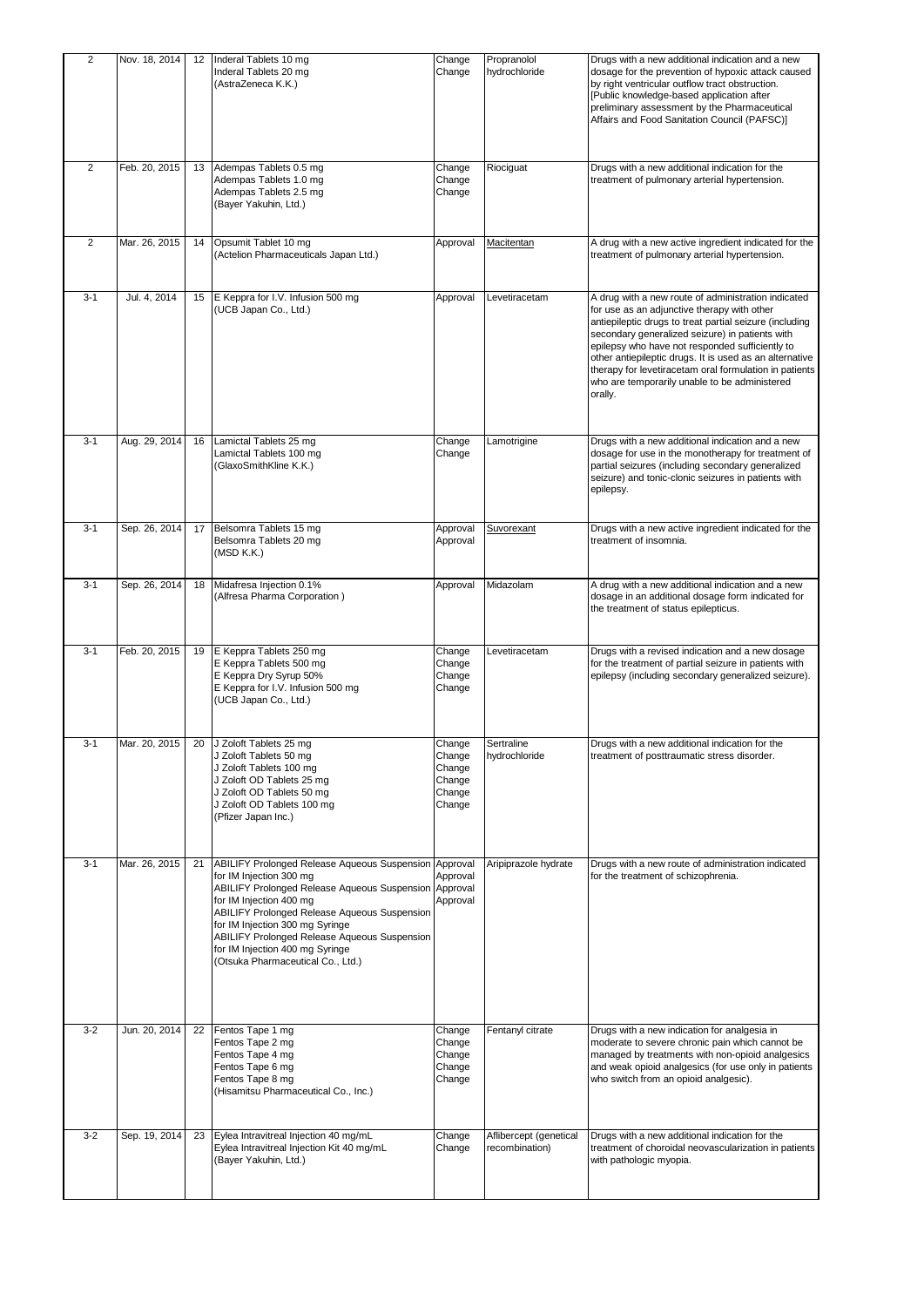| | | | | | | |
|---|---|---|---|---|---|---|
| 2 | Nov. 18, 2014 | 12 | Inderal Tablets 10 mg<br>Inderal Tablets 20 mg<br>(AstraZeneca K.K.) | Change<br>Change | Propranolol hydrochloride | Drugs with a new additional indication and a new dosage for the prevention of hypoxic attack caused by right ventricular outflow tract obstruction.<br>[Public knowledge-based application after preliminary assessment by the Pharmaceutical Affairs and Food Sanitation Council (PAFSC)] |
| 2 | Feb. 20, 2015 | 13 | Adempas Tablets 0.5 mg<br>Adempas Tablets 1.0 mg<br>Adempas Tablets 2.5 mg<br>(Bayer Yakuhin, Ltd.) | Change<br>Change<br>Change | Riociguat | Drugs with a new additional indication for the treatment of pulmonary arterial hypertension. |
| 2 | Mar. 26, 2015 | 14 | Opsumit Tablet 10 mg<br>(Actelion Pharmaceuticals Japan Ltd.) | Approval | Macitentan | A drug with a new active ingredient indicated for the treatment of pulmonary arterial hypertension. |
| 3-1 | Jul. 4, 2014 | 15 | E Keppra for I.V. Infusion 500 mg<br>(UCB Japan Co., Ltd.) | Approval | Levetiracetam | A drug with a new route of administration indicated for use as an adjunctive therapy with other antiepileptic drugs to treat partial seizure (including secondary generalized seizure) in patients with epilepsy who have not responded sufficiently to other antiepileptic drugs. It is used as an alternative therapy for levetiracetam oral formulation in patients who are temporarily unable to be administered orally. |
| 3-1 | Aug. 29, 2014 | 16 | Lamictal Tablets 25 mg<br>Lamictal Tablets 100 mg<br>(GlaxoSmithKline K.K.) | Change<br>Change | Lamotrigine | Drugs with a new additional indication and a new dosage for use in the monotherapy for treatment of partial seizures (including secondary generalized seizure) and tonic-clonic seizures in patients with epilepsy. |
| 3-1 | Sep. 26, 2014 | 17 | Belsomra Tablets 15 mg<br>Belsomra Tablets 20 mg<br>(MSD K.K.) | Approval<br>Approval | Suvorexant | Drugs with a new active ingredient indicated for the treatment of insomnia. |
| 3-1 | Sep. 26, 2014 | 18 | Midafresa Injection 0.1%<br>(Alfresa Pharma Corporation ) | Approval | Midazolam | A drug with a new additional indication and a new dosage in an additional dosage form indicated for the treatment of status epilepticus. |
| 3-1 | Feb. 20, 2015 | 19 | E Keppra Tablets 250 mg<br>E Keppra Tablets 500 mg<br>E Keppra Dry Syrup 50%<br>E Keppra for I.V. Infusion 500 mg<br>(UCB Japan Co., Ltd.) | Change<br>Change<br>Change<br>Change | Levetiracetam | Drugs with a revised indication and a new dosage for the treatment of partial seizure in patients with epilepsy (including secondary generalized seizure). |
| 3-1 | Mar. 20, 2015 | 20 | J Zoloft Tablets 25 mg<br>J Zoloft Tablets 50 mg<br>J Zoloft Tablets 100 mg<br>J Zoloft OD Tablets 25 mg<br>J Zoloft OD Tablets 50 mg<br>J Zoloft OD Tablets 100 mg<br>(Pfizer Japan Inc.) | Change<br>Change<br>Change<br>Change<br>Change<br>Change | Sertraline hydrochloride | Drugs with a new additional indication for the treatment of posttraumatic stress disorder. |
| 3-1 | Mar. 26, 2015 | 21 | ABILIFY Prolonged Release Aqueous Suspension for IM Injection 300 mg<br>ABILIFY Prolonged Release Aqueous Suspension for IM Injection 400 mg<br>ABILIFY Prolonged Release Aqueous Suspension for IM Injection 300 mg Syringe<br>ABILIFY Prolonged Release Aqueous Suspension for IM Injection 400 mg Syringe<br>(Otsuka Pharmaceutical Co., Ltd.) | Approval<br>Approval<br>Approval<br>Approval | Aripiprazole hydrate | Drugs with a new route of administration indicated for the treatment of schizophrenia. |
| 3-2 | Jun. 20, 2014 | 22 | Fentos Tape 1 mg<br>Fentos Tape 2 mg<br>Fentos Tape 4 mg<br>Fentos Tape 6 mg<br>Fentos Tape 8 mg<br>(Hisamitsu Pharmaceutical Co., Inc.) | Change<br>Change<br>Change<br>Change<br>Change | Fentanyl citrate | Drugs with a new indication for analgesia in moderate to severe chronic pain which cannot be managed by treatments with non-opioid analgesics and weak opioid analgesics (for use only in patients who switch from an opioid analgesic). |
| 3-2 | Sep. 19, 2014 | 23 | Eylea Intravitreal Injection 40 mg/mL<br>Eylea Intravitreal Injection Kit 40 mg/mL<br>(Bayer Yakuhin, Ltd.) | Change<br>Change | Aflibercept (genetical recombination) | Drugs with a new additional indication for the treatment of choroidal neovascularization in patients with pathologic myopia. |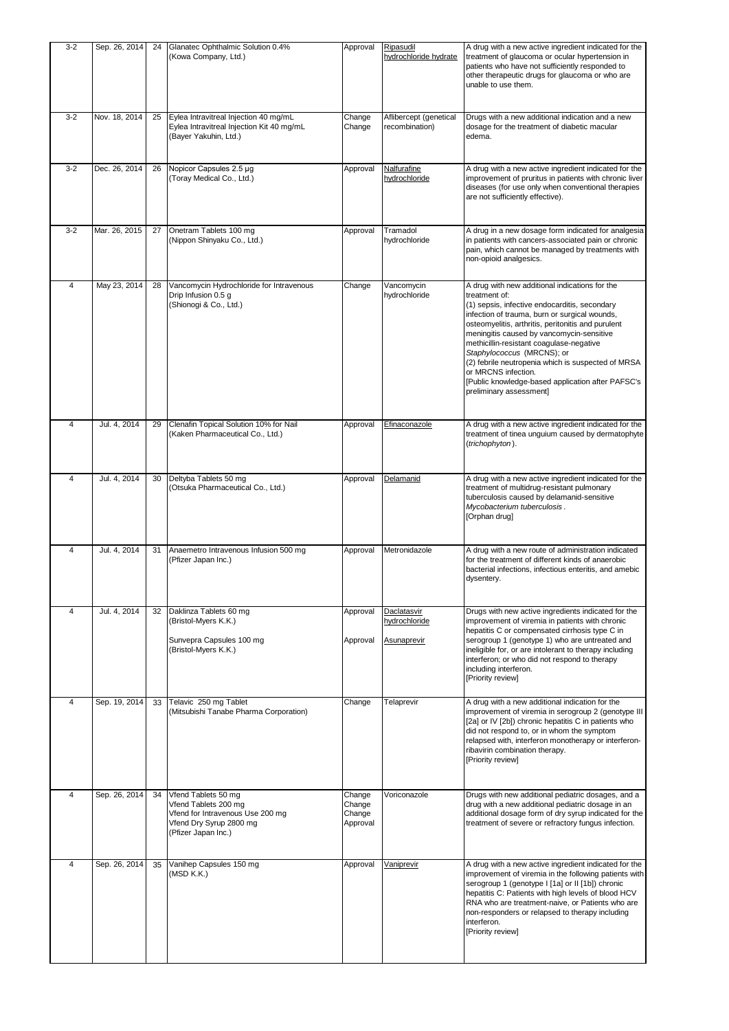| | | | | | | |
|---|---|---|---|---|---|---|
| 3-2 | Sep. 26, 2014 | 24 | Glanatec Ophthalmic Solution 0.4% (Kowa Company, Ltd.) | Approval | Ripasudil hydrochloride hydrate | A drug with a new active ingredient indicated for the treatment of glaucoma or ocular hypertension in patients who have not sufficiently responded to other therapeutic drugs for glaucoma or who are unable to use them. |
| 3-2 | Nov. 18, 2014 | 25 | Eylea Intravitreal Injection 40 mg/mL<br>Eylea Intravitreal Injection Kit 40 mg/mL<br>(Bayer Yakuhin, Ltd.) | Change<br>Change | Aflibercept (genetical recombination) | Drugs with a new additional indication and a new dosage for the treatment of diabetic macular edema. |
| 3-2 | Dec. 26, 2014 | 26 | Nopicor Capsules 2.5 µg<br>(Toray Medical Co., Ltd.) | Approval | Nalfurafine hydrochloride | A drug with a new active ingredient indicated for the improvement of pruritus in patients with chronic liver diseases (for use only when conventional therapies are not sufficiently effective). |
| 3-2 | Mar. 26, 2015 | 27 | Onetram Tablets 100 mg<br>(Nippon Shinyaku Co., Ltd.) | Approval | Tramadol hydrochloride | A drug in a new dosage form indicated for analgesia in patients with cancers-associated pain or chronic pain, which cannot be managed by treatments with non-opioid analgesics. |
| 4 | May 23, 2014 | 28 | Vancomycin Hydrochloride for Intravenous Drip Infusion 0.5 g<br>(Shionogi & Co., Ltd.) | Change | Vancomycin hydrochloride | A drug with new additional indications for the treatment of:<br>(1) sepsis, infective endocarditis, secondary infection of trauma, burn or surgical wounds, osteomyelitis, arthritis, peritonitis and purulent meningitis caused by vancomycin-sensitive methicillin-resistant coagulase-negative *Staphylococcus* (MRCNS); or<br>(2) febrile neutropenia which is suspected of MRSA or MRCNS infection.<br>[Public knowledge-based application after PAFSC's preliminary assessment] |
| 4 | Jul. 4, 2014 | 29 | Clenafin Topical Solution 10% for Nail<br>(Kaken Pharmaceutical Co., Ltd.) | Approval | Efinaconazole | A drug with a new active ingredient indicated for the treatment of tinea unguium caused by dermatophyte (*trichophyton*). |
| 4 | Jul. 4, 2014 | 30 | Deltyba Tablets 50 mg<br>(Otsuka Pharmaceutical Co., Ltd.) | Approval | Delamanid | A drug with a new active ingredient indicated for the treatment of multidrug-resistant pulmonary tuberculosis caused by delamanid-sensitive *Mycobacterium tuberculosis*.<br>[Orphan drug] |
| 4 | Jul. 4, 2014 | 31 | Anaemetro Intravenous Infusion 500 mg<br>(Pfizer Japan Inc.) | Approval | Metronidazole | A drug with a new route of administration indicated for the treatment of different kinds of anaerobic bacterial infections, infectious enteritis, and amebic dysentery. |
| 4 | Jul. 4, 2014 | 32 | Daklinza Tablets 60 mg<br>(Bristol-Myers K.K.)<br>Sunvepra Capsules 100 mg<br>(Bristol-Myers K.K.) | Approval<br>Approval | Daclatasvir hydrochloride<br>Asunaprevir | Drugs with new active ingredients indicated for the improvement of viremia in patients with chronic hepatitis C or compensated cirrhosis type C in serogroup 1 (genotype 1) who are untreated and ineligible for, or are intolerant to therapy including interferon; or who did not respond to therapy including interferon.<br>[Priority review] |
| 4 | Sep. 19, 2014 | 33 | Telavic 250 mg Tablet<br>(Mitsubishi Tanabe Pharma Corporation) | Change | Telaprevir | A drug with a new additional indication for the improvement of viremia in serogroup 2 (genotype III [2a] or IV [2b]) chronic hepatitis C in patients who did not respond to, or in whom the symptom relapsed with, interferon monotherapy or interferon-ribavirin combination therapy.<br>[Priority review] |
| 4 | Sep. 26, 2014 | 34 | Vfend Tablets 50 mg<br>Vfend Tablets 200 mg<br>Vfend for Intravenous Use 200 mg<br>Vfend Dry Syrup 2800 mg<br>(Pfizer Japan Inc.) | Change<br>Change<br>Change<br>Approval | Voriconazole | Drugs with new additional pediatric dosages, and a drug with a new additional pediatric dosage in an additional dosage form of dry syrup indicated for the treatment of severe or refractory fungus infection. |
| 4 | Sep. 26, 2014 | 35 | Vanihep Capsules 150 mg<br>(MSD K.K.) | Approval | Vaniprevir | A drug with a new active ingredient indicated for the improvement of viremia in the following patients with serogroup 1 (genotype I [1a] or II [1b]) chronic hepatitis C: Patients with high levels of blood HCV RNA who are treatment-naive, or Patients who are non-responders or relapsed to therapy including interferon.<br>[Priority review] |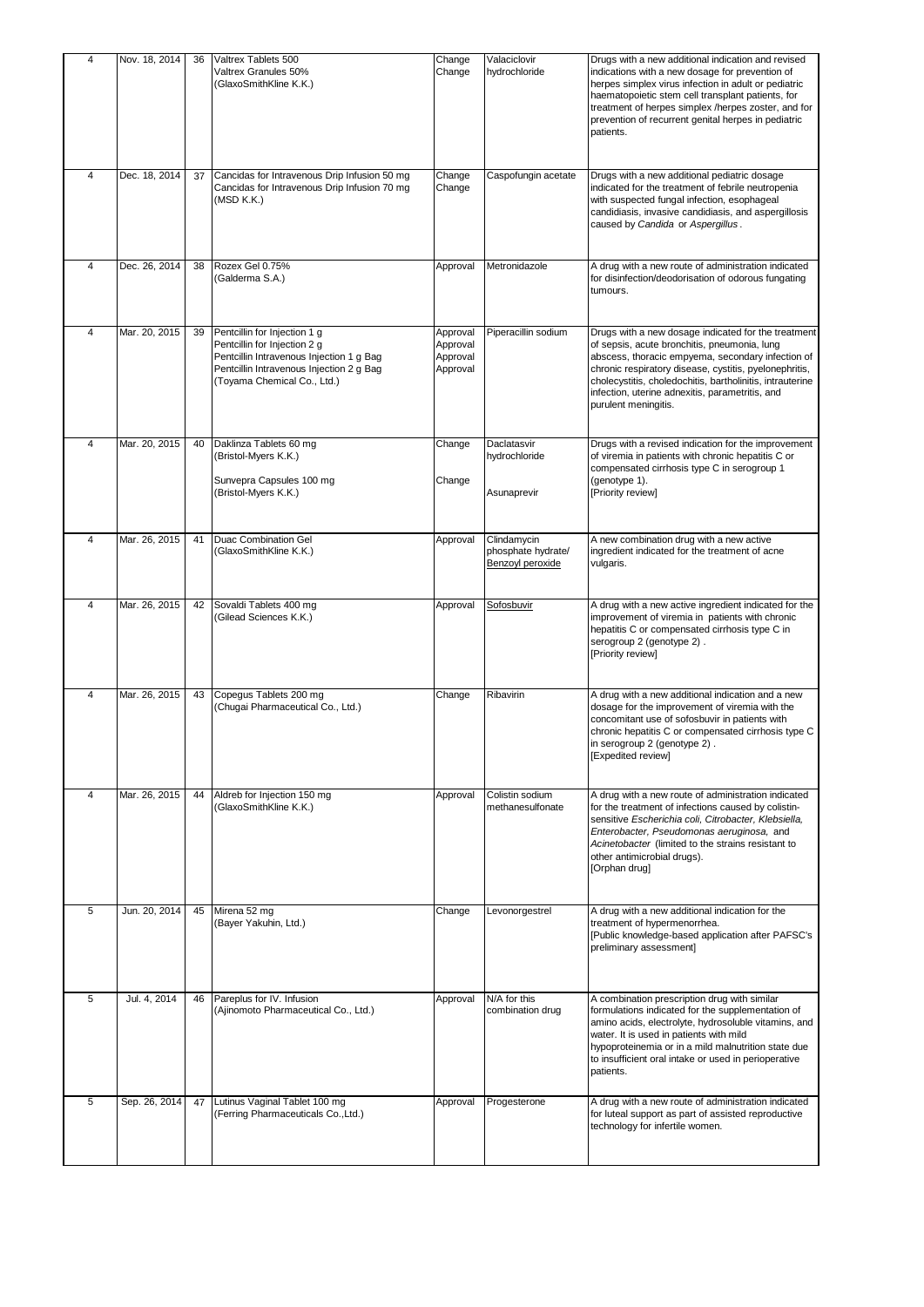| | | | | | | |
|---|---|---|---|---|---|---|
| 4 | Nov. 18, 2014 | 36 | Valtrex Tablets 500<br>Valtrex Granules 50%<br>(GlaxoSmithKline K.K.) | Change<br>Change | Valaciclovir hydrochloride | Drugs with a new additional indication and revised indications with a new dosage for prevention of herpes simplex virus infection in adult or pediatric haematopoietic stem cell transplant patients, for treatment of herpes simplex /herpes zoster, and for prevention of recurrent genital herpes in pediatric patients. |
| 4 | Dec. 18, 2014 | 37 | Cancidas for Intravenous Drip Infusion 50 mg<br>Cancidas for Intravenous Drip Infusion 70 mg<br>(MSD K.K.) | Change<br>Change | Caspofungin acetate | Drugs with a new additional pediatric dosage indicated for the treatment of febrile neutropenia with suspected fungal infection, esophageal candidiasis, invasive candidiasis, and aspergillosis caused by *Candida* or *Aspergillus* . |
| 4 | Dec. 26, 2014 | 38 | Rozex Gel 0.75%<br>(Galderma S.A.) | Approval | Metronidazole | A drug with a new route of administration indicated for disinfection/deodorisation of odorous fungating tumours. |
| 4 | Mar. 20, 2015 | 39 | Pentcillin for Injection 1 g<br>Pentcillin for Injection 2 g<br>Pentcillin Intravenous Injection 1 g Bag<br>Pentcillin Intravenous Injection 2 g Bag<br>(Toyama Chemical Co., Ltd.) | Approval<br>Approval<br>Approval<br>Approval | Piperacillin sodium | Drugs with a new dosage indicated for the treatment of sepsis, acute bronchitis, pneumonia, lung abscess, thoracic empyema, secondary infection of chronic respiratory disease, cystitis, pyelonephritis, cholecystitis, choledochitis, bartholinitis, intrauterine infection, uterine adnexitis, parametritis, and purulent meningitis. |
| 4 | Mar. 20, 2015 | 40 | Daklinza Tablets 60 mg<br>(Bristol-Myers K.K.)<br><br>Sunvepra Capsules 100 mg<br>(Bristol-Myers K.K.) | Change<br><br><br>Change | Daclatasvir hydrochloride<br><br><br>Asunaprevir | Drugs with a revised indication for the improvement of viremia in patients with chronic hepatitis C or compensated cirrhosis type C in serogroup 1 (genotype 1).<br>[Priority review] |
| 4 | Mar. 26, 2015 | 41 | Duac Combination Gel<br>(GlaxoSmithKline K.K.) | Approval | Clindamycin phosphate hydrate/ Benzoyl peroxide | A new combination drug with a new active ingredient indicated for the treatment of acne vulgaris. |
| 4 | Mar. 26, 2015 | 42 | Sovaldi Tablets 400 mg<br>(Gilead Sciences K.K.) | Approval | Sofosbuvir | A drug with a new active ingredient indicated for the improvement of viremia in patients with chronic hepatitis C or compensated cirrhosis type C in serogroup 2 (genotype 2) .<br>[Priority review] |
| 4 | Mar. 26, 2015 | 43 | Copegus Tablets 200 mg<br>(Chugai Pharmaceutical Co., Ltd.) | Change | Ribavirin | A drug with a new additional indication and a new dosage for the improvement of viremia with the concomitant use of sofosbuvir in patients with chronic hepatitis C or compensated cirrhosis type C in serogroup 2 (genotype 2) .<br>[Expedited review] |
| 4 | Mar. 26, 2015 | 44 | Aldreb for Injection 150 mg<br>(GlaxoSmithKline K.K.) | Approval | Colistin sodium methanesulfonate | A drug with a new route of administration indicated for the treatment of infections caused by colistin-sensitive *Escherichia coli, Citrobacter, Klebsiella, Enterobacter, Pseudomonas aeruginosa,* and *Acinetobacter* (limited to the strains resistant to other antimicrobial drugs).<br>[Orphan drug] |
| 5 | Jun. 20, 2014 | 45 | Mirena 52 mg<br>(Bayer Yakuhin, Ltd.) | Change | Levonorgestrel | A drug with a new additional indication for the treatment of hypermenorrhea.<br>[Public knowledge-based application after PAFSC's preliminary assessment] |
| 5 | Jul. 4, 2014 | 46 | Pareplus for IV. Infusion<br>(Ajinomoto Pharmaceutical Co., Ltd.) | Approval | N/A for this combination drug | A combination prescription drug with similar formulations indicated for the supplementation of amino acids, electrolyte, hydrosoluble vitamins, and water. It is used in patients with mild hypoproteinemia or in a mild malnutrition state due to insufficient oral intake or used in perioperative patients. |
| 5 | Sep. 26, 2014 | 47 | Lutinus Vaginal Tablet 100 mg<br>(Ferring Pharmaceuticals Co.,Ltd.) | Approval | Progesterone | A drug with a new route of administration indicated for luteal support as part of assisted reproductive technology for infertile women. |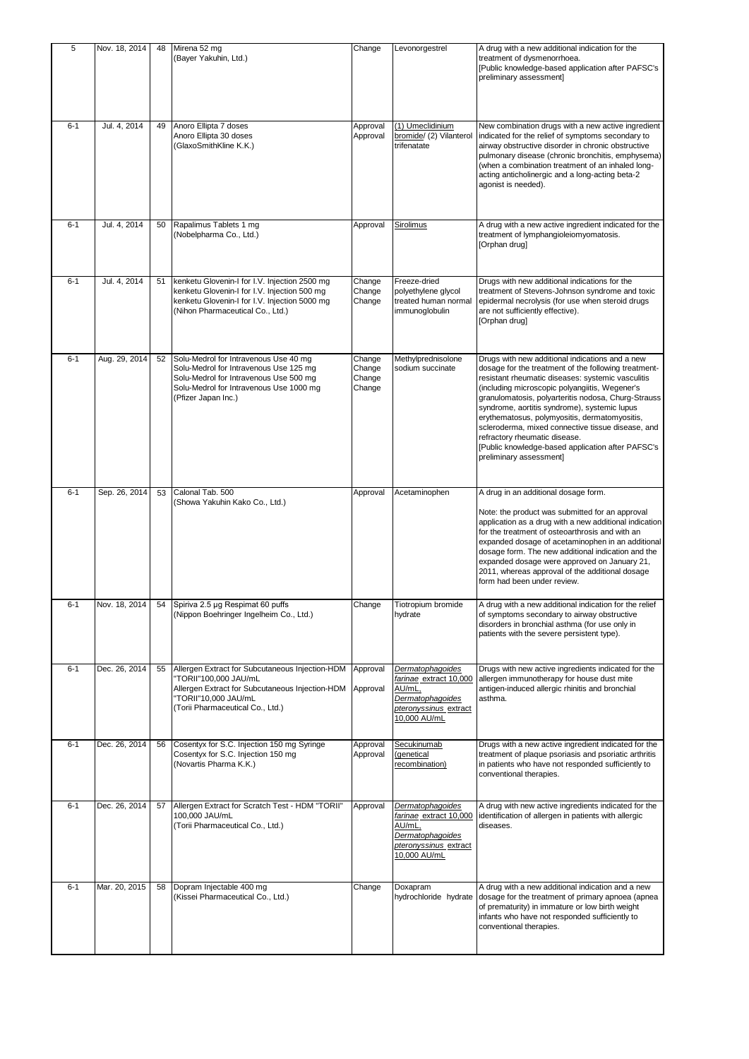| 5 | Nov. 18, 2014 | 48 | Mirena 52 mg<br>(Bayer Yakuhin, Ltd.) | Change | Levonorgestrel | A drug with a new additional indication for the treatment of dysmenorrhoea.<br>[Public knowledge-based application after PAFSC's preliminary assessment] |
|---|---|---|---|---|---|---|
| 6-1 | Jul. 4, 2014 | 49 | Anoro Ellipta 7 doses<br>Anoro Ellipta 30 doses<br>(GlaxoSmithKline K.K.) | Approval<br>Approval | (1) Umeclidinium bromide/ (2) Vilanterol trifenatate | New combination drugs with a new active ingredient indicated for the relief of symptoms secondary to airway obstructive disorder in chronic obstructive pulmonary disease (chronic bronchitis, emphysema) (when a combination treatment of an inhaled long-acting anticholinergic and a long-acting beta-2 agonist is needed). |
| 6-1 | Jul. 4, 2014 | 50 | Rapalimus Tablets 1 mg<br>(Nobelpharma Co., Ltd.) | Approval | Sirolimus | A drug with a new active ingredient indicated for the treatment of lymphangioleiomyomatosis.<br>[Orphan drug] |
| 6-1 | Jul. 4, 2014 | 51 | kenketu Glovenin-I for I.V. Injection 2500 mg<br>kenketu Glovenin-I for I.V. Injection 500 mg<br>kenketu Glovenin-I for I.V. Injection 5000 mg<br>(Nihon Pharmaceutical Co., Ltd.) | Change<br>Change<br>Change | Freeze-dried polyethylene glycol treated human normal immunoglobulin | Drugs with new additional indications for the treatment of Stevens-Johnson syndrome and toxic epidermal necrolysis (for use when steroid drugs are not sufficiently effective).<br>[Orphan drug] |
| 6-1 | Aug. 29, 2014 | 52 | Solu-Medrol for Intravenous Use 40 mg<br>Solu-Medrol for Intravenous Use 125 mg<br>Solu-Medrol for Intravenous Use 500 mg<br>Solu-Medrol for Intravenous Use 1000 mg<br>(Pfizer Japan Inc.) | Change<br>Change<br>Change<br>Change | Methylprednisolone sodium succinate | Drugs with new additional indications and a new dosage for the treatment of the following treatment-resistant rheumatic diseases: systemic vasculitis (including microscopic polyangiitis, Wegener's granulomatosis, polyarteritis nodosa, Churg-Strauss syndrome, aortitis syndrome), systemic lupus erythematosus, polymyositis, dermatomyositis, scleroderma, mixed connective tissue disease, and refractory rheumatic disease.<br>[Public knowledge-based application after PAFSC's preliminary assessment] |
| 6-1 | Sep. 26, 2014 | 53 | Calonal Tab. 500<br>(Showa Yakuhin Kako Co., Ltd.) | Approval | Acetaminophen | A drug in an additional dosage form.<br><br>Note: the product was submitted for an approval application as a drug with a new additional indication for the treatment of osteoarthrosis and with an expanded dosage of acetaminophen in an additional dosage form. The new additional indication and the expanded dosage were approved on January 21, 2011, whereas approval of the additional dosage form had been under review. |
| 6-1 | Nov. 18, 2014 | 54 | Spiriva 2.5 μg Respimat 60 puffs<br>(Nippon Boehringer Ingelheim Co., Ltd.) | Change | Tiotropium bromide hydrate | A drug with a new additional indication for the relief of symptoms secondary to airway obstructive disorders in bronchial asthma (for use only in patients with the severe persistent type). |
| 6-1 | Dec. 26, 2014 | 55 | Allergen Extract for Subcutaneous Injection-HDM "TORII"100,000 JAU/mL<br>Allergen Extract for Subcutaneous Injection-HDM "TORII"10,000 JAU/mL<br>(Torii Pharmaceutical Co., Ltd.) | Approval<br>Approval | *Dermatophagoides farinae* extract 10,000 AU/mL, *Dermatophagoides pteronyssinus* extract 10,000 AU/mL | Drugs with new active ingredients indicated for the allergen immunotherapy for house dust mite antigen-induced allergic rhinitis and bronchial asthma. |
| 6-1 | Dec. 26, 2014 | 56 | Cosentyx for S.C. Injection 150 mg Syringe<br>Cosentyx for S.C. Injection 150 mg<br>(Novartis Pharma K.K.) | Approval<br>Approval | Secukinumab (genetical recombination) | Drugs with a new active ingredient indicated for the treatment of plaque psoriasis and psoriatic arthritis in patients who have not responded sufficiently to conventional therapies. |
| 6-1 | Dec. 26, 2014 | 57 | Allergen Extract for Scratch Test - HDM "TORII" 100,000 JAU/mL<br>(Torii Pharmaceutical Co., Ltd.) | Approval | *Dermatophagoides farinae* extract 10,000 AU/mL, *Dermatophagoides pteronyssinus* extract 10,000 AU/mL | A drug with new active ingredients indicated for the identification of allergen in patients with allergic diseases. |
| 6-1 | Mar. 20, 2015 | 58 | Dopram Injectable 400 mg<br>(Kissei Pharmaceutical Co., Ltd.) | Change | Doxapram hydrochloride hydrate | A drug with a new additional indication and a new dosage for the treatment of primary apnoea (apnea of prematurity) in immature or low birth weight infants who have not responded sufficiently to conventional therapies. |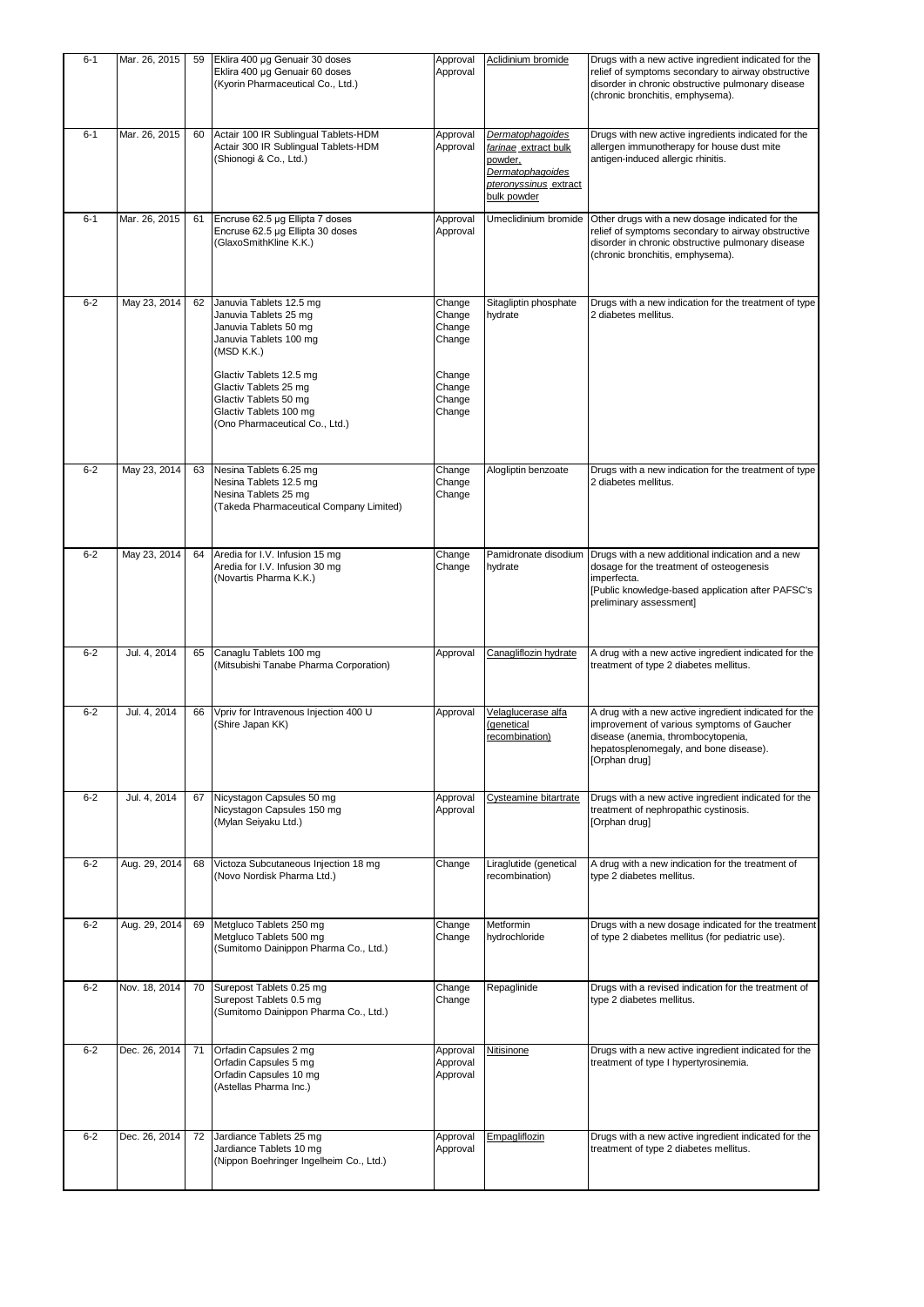| | | | | | | |
|---|---|---|---|---|---|---|
| 6-1 | Mar. 26, 2015 | 59 | Eklira 400 μg Genuair 30 doses<br>Eklira 400 μg Genuair 60 doses<br>(Kyorin Pharmaceutical Co., Ltd.) | Approval<br>Approval | Aclidinium bromide | Drugs with a new active ingredient indicated for the relief of symptoms secondary to airway obstructive disorder in chronic obstructive pulmonary disease (chronic bronchitis, emphysema). |
| 6-1 | Mar. 26, 2015 | 60 | Actair 100 IR Sublingual Tablets-HDM<br>Actair 300 IR Sublingual Tablets-HDM<br>(Shionogi & Co., Ltd.) | Approval<br>Approval | *Dermatophagoides farinae* extract bulk powder, *Dermatophagoides pteronyssinus* extract bulk powder | Drugs with new active ingredients indicated for the allergen immunotherapy for house dust mite antigen-induced allergic rhinitis. |
| 6-1 | Mar. 26, 2015 | 61 | Encruse 62.5 μg Ellipta 7 doses<br>Encruse 62.5 μg Ellipta 30 doses<br>(GlaxoSmithKline K.K.) | Approval<br>Approval | Umeclidinium bromide | Other drugs with a new dosage indicated for the relief of symptoms secondary to airway obstructive disorder in chronic obstructive pulmonary disease (chronic bronchitis, emphysema). |
| 6-2 | May 23, 2014 | 62 | Januvia Tablets 12.5 mg<br>Januvia Tablets 25 mg<br>Januvia Tablets 50 mg<br>Januvia Tablets 100 mg<br>(MSD K.K.)<br><br>Glactiv Tablets 12.5 mg<br>Glactiv Tablets 25 mg<br>Glactiv Tablets 50 mg<br>Glactiv Tablets 100 mg<br>(Ono Pharmaceutical Co., Ltd.) | Change<br>Change<br>Change<br>Change<br><br><br>Change<br>Change<br>Change<br>Change | Sitagliptin phosphate hydrate | Drugs with a new indication for the treatment of type 2 diabetes mellitus. |
| 6-2 | May 23, 2014 | 63 | Nesina Tablets 6.25 mg<br>Nesina Tablets 12.5 mg<br>Nesina Tablets 25 mg<br>(Takeda Pharmaceutical Company Limited) | Change<br>Change<br>Change | Alogliptin benzoate | Drugs with a new indication for the treatment of type 2 diabetes mellitus. |
| 6-2 | May 23, 2014 | 64 | Aredia for I.V. Infusion 15 mg<br>Aredia for I.V. Infusion 30 mg<br>(Novartis Pharma K.K.) | Change<br>Change | Pamidronate disodium hydrate | Drugs with a new additional indication and a new dosage for the treatment of osteogenesis imperfecta.<br>[Public knowledge-based application after PAFSC's preliminary assessment] |
| 6-2 | Jul. 4, 2014 | 65 | Canaglu Tablets 100 mg<br>(Mitsubishi Tanabe Pharma Corporation) | Approval | Canagliflozin hydrate | A drug with a new active ingredient indicated for the treatment of type 2 diabetes mellitus. |
| 6-2 | Jul. 4, 2014 | 66 | Vpriv for Intravenous Injection 400 U<br>(Shire Japan KK) | Approval | Velaglucerase alfa (genetical recombination) | A drug with a new active ingredient indicated for the improvement of various symptoms of Gaucher disease (anemia, thrombocytopenia, hepatosplenomegaly, and bone disease).<br>[Orphan drug] |
| 6-2 | Jul. 4, 2014 | 67 | Nicystagon Capsules 50 mg<br>Nicystagon Capsules 150 mg<br>(Mylan Seiyaku Ltd.) | Approval<br>Approval | Cysteamine bitartrate | Drugs with a new active ingredient indicated for the treatment of nephropathic cystinosis.<br>[Orphan drug] |
| 6-2 | Aug. 29, 2014 | 68 | Victoza Subcutaneous Injection 18 mg<br>(Novo Nordisk Pharma Ltd.) | Change | Liraglutide (genetical recombination) | A drug with a new indication for the treatment of type 2 diabetes mellitus. |
| 6-2 | Aug. 29, 2014 | 69 | Metgluco Tablets 250 mg<br>Metgluco Tablets 500 mg<br>(Sumitomo Dainippon Pharma Co., Ltd.) | Change<br>Change | Metformin hydrochloride | Drugs with a new dosage indicated for the treatment of type 2 diabetes mellitus (for pediatric use). |
| 6-2 | Nov. 18, 2014 | 70 | Surepost Tablets 0.25 mg<br>Surepost Tablets 0.5 mg<br>(Sumitomo Dainippon Pharma Co., Ltd.) | Change<br>Change | Repaglinide | Drugs with a revised indication for the treatment of type 2 diabetes mellitus. |
| 6-2 | Dec. 26, 2014 | 71 | Orfadin Capsules 2 mg<br>Orfadin Capsules 5 mg<br>Orfadin Capsules 10 mg<br>(Astellas Pharma Inc.) | Approval<br>Approval<br>Approval | Nitisinone | Drugs with a new active ingredient indicated for the treatment of type I hypertyrosinemia. |
| 6-2 | Dec. 26, 2014 | 72 | Jardiance Tablets 25 mg<br>Jardiance Tablets 10 mg<br>(Nippon Boehringer Ingelheim Co., Ltd.) | Approval<br>Approval | Empagliflozin | Drugs with a new active ingredient indicated for the treatment of type 2 diabetes mellitus. |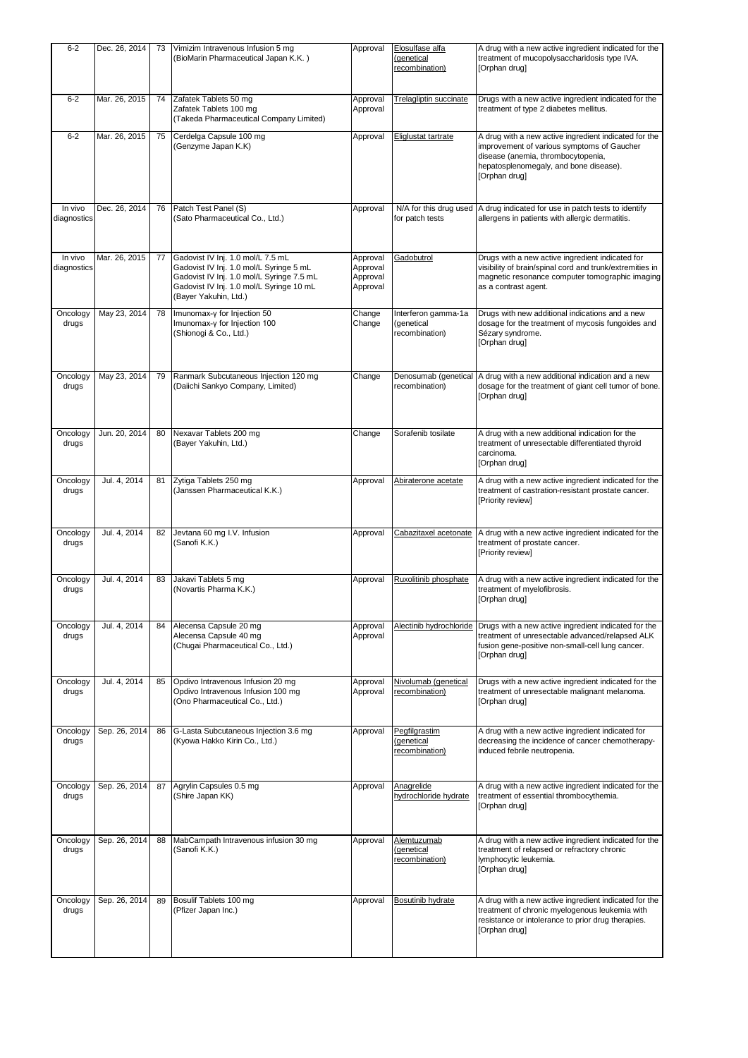| 6-2 | Dec. 26, 2014 | 73 | Vimizim Intravenous Infusion 5 mg (BioMarin Pharmaceutical Japan K.K. ) | Approval | Elosulfase alfa (genetical recombination) | A drug with a new active ingredient indicated for the treatment of mucopolysaccharidosis type IVA. [Orphan drug] |
|---|---|---|---|---|---|---|
| 6-2 | Mar. 26, 2015 | 74 | Zafatek Tablets 50 mg<br>Zafatek Tablets 100 mg<br>(Takeda Pharmaceutical Company Limited) | Approval<br>Approval | Trelagliptin succinate | Drugs with a new active ingredient indicated for the treatment of type 2 diabetes mellitus. |
| 6-2 | Mar. 26, 2015 | 75 | Cerdelga Capsule 100 mg (Genzyme Japan K.K) | Approval | Eliglustat tartrate | A drug with a new active ingredient indicated for the improvement of various symptoms of Gaucher disease (anemia, thrombocytopenia, hepatosplenomegaly, and bone disease). [Orphan drug] |
| In vivo diagnostics | Dec. 26, 2014 | 76 | Patch Test Panel (S) (Sato Pharmaceutical Co., Ltd.) | Approval | N/A for this drug used for patch tests | A drug indicated for use in patch tests to identify allergens in patients with allergic dermatitis. |
| In vivo diagnostics | Mar. 26, 2015 | 77 | Gadovist IV Inj. 1.0 mol/L 7.5 mL<br>Gadovist IV Inj. 1.0 mol/L Syringe 5 mL<br>Gadovist IV Inj. 1.0 mol/L Syringe 7.5 mL<br>Gadovist IV Inj. 1.0 mol/L Syringe 10 mL<br>(Bayer Yakuhin, Ltd.) | Approval<br>Approval<br>Approval<br>Approval | Gadobutrol | Drugs with a new active ingredient indicated for visibility of brain/spinal cord and trunk/extremities in magnetic resonance computer tomographic imaging as a contrast agent. |
| Oncology drugs | May 23, 2014 | 78 | Imunomax-γ for Injection 50<br>Imunomax-γ for Injection 100<br>(Shionogi & Co., Ltd.) | Change<br>Change | Interferon gamma-1a (genetical recombination) | Drugs with new additional indications and a new dosage for the treatment of mycosis fungoides and Sézary syndrome. [Orphan drug] |
| Oncology drugs | May 23, 2014 | 79 | Ranmark Subcutaneous Injection 120 mg (Daiichi Sankyo Company, Limited) | Change | Denosumab (genetical recombination) | A drug with a new additional indication and a new dosage for the treatment of giant cell tumor of bone. [Orphan drug] |
| Oncology drugs | Jun. 20, 2014 | 80 | Nexavar Tablets 200 mg (Bayer Yakuhin, Ltd.) | Change | Sorafenib tosilate | A drug with a new additional indication for the treatment of unresectable differentiated thyroid carcinoma. [Orphan drug] |
| Oncology drugs | Jul. 4, 2014 | 81 | Zytiga Tablets 250 mg (Janssen Pharmaceutical K.K.) | Approval | Abiraterone acetate | A drug with a new active ingredient indicated for the treatment of castration-resistant prostate cancer. [Priority review] |
| Oncology drugs | Jul. 4, 2014 | 82 | Jevtana 60 mg I.V. Infusion (Sanofi K.K.) | Approval | Cabazitaxel acetonate | A drug with a new active ingredient indicated for the treatment of prostate cancer. [Priority review] |
| Oncology drugs | Jul. 4, 2014 | 83 | Jakavi Tablets 5 mg (Novartis Pharma K.K.) | Approval | Ruxolitinib phosphate | A drug with a new active ingredient indicated for the treatment of myelofibrosis. [Orphan drug] |
| Oncology drugs | Jul. 4, 2014 | 84 | Alecensa Capsule 20 mg<br>Alecensa Capsule 40 mg<br>(Chugai Pharmaceutical Co., Ltd.) | Approval<br>Approval | Alectinib hydrochloride | Drugs with a new active ingredient indicated for the treatment of unresectable advanced/relapsed ALK fusion gene-positive non-small-cell lung cancer. [Orphan drug] |
| Oncology drugs | Jul. 4, 2014 | 85 | Opdivo Intravenous Infusion 20 mg<br>Opdivo Intravenous Infusion 100 mg<br>(Ono Pharmaceutical Co., Ltd.) | Approval<br>Approval | Nivolumab (genetical recombination) | Drugs with a new active ingredient indicated for the treatment of unresectable malignant melanoma. [Orphan drug] |
| Oncology drugs | Sep. 26, 2014 | 86 | G-Lasta Subcutaneous Injection 3.6 mg (Kyowa Hakko Kirin Co., Ltd.) | Approval | Pegfilgrastim (genetical recombination) | A drug with a new active ingredient indicated for decreasing the incidence of cancer chemotherapy-induced febrile neutropenia. |
| Oncology drugs | Sep. 26, 2014 | 87 | Agrylin Capsules 0.5 mg (Shire Japan KK) | Approval | Anagrelide hydrochloride hydrate | A drug with a new active ingredient indicated for the treatment of essential thrombocythemia. [Orphan drug] |
| Oncology drugs | Sep. 26, 2014 | 88 | MabCampath Intravenous infusion 30 mg (Sanofi K.K.) | Approval | Alemtuzumab (genetical recombination) | A drug with a new active ingredient indicated for the treatment of relapsed or refractory chronic lymphocytic leukemia. [Orphan drug] |
| Oncology drugs | Sep. 26, 2014 | 89 | Bosulif Tablets 100 mg (Pfizer Japan Inc.) | Approval | Bosutinib hydrate | A drug with a new active ingredient indicated for the treatment of chronic myelogenous leukemia with resistance or intolerance to prior drug therapies. [Orphan drug] |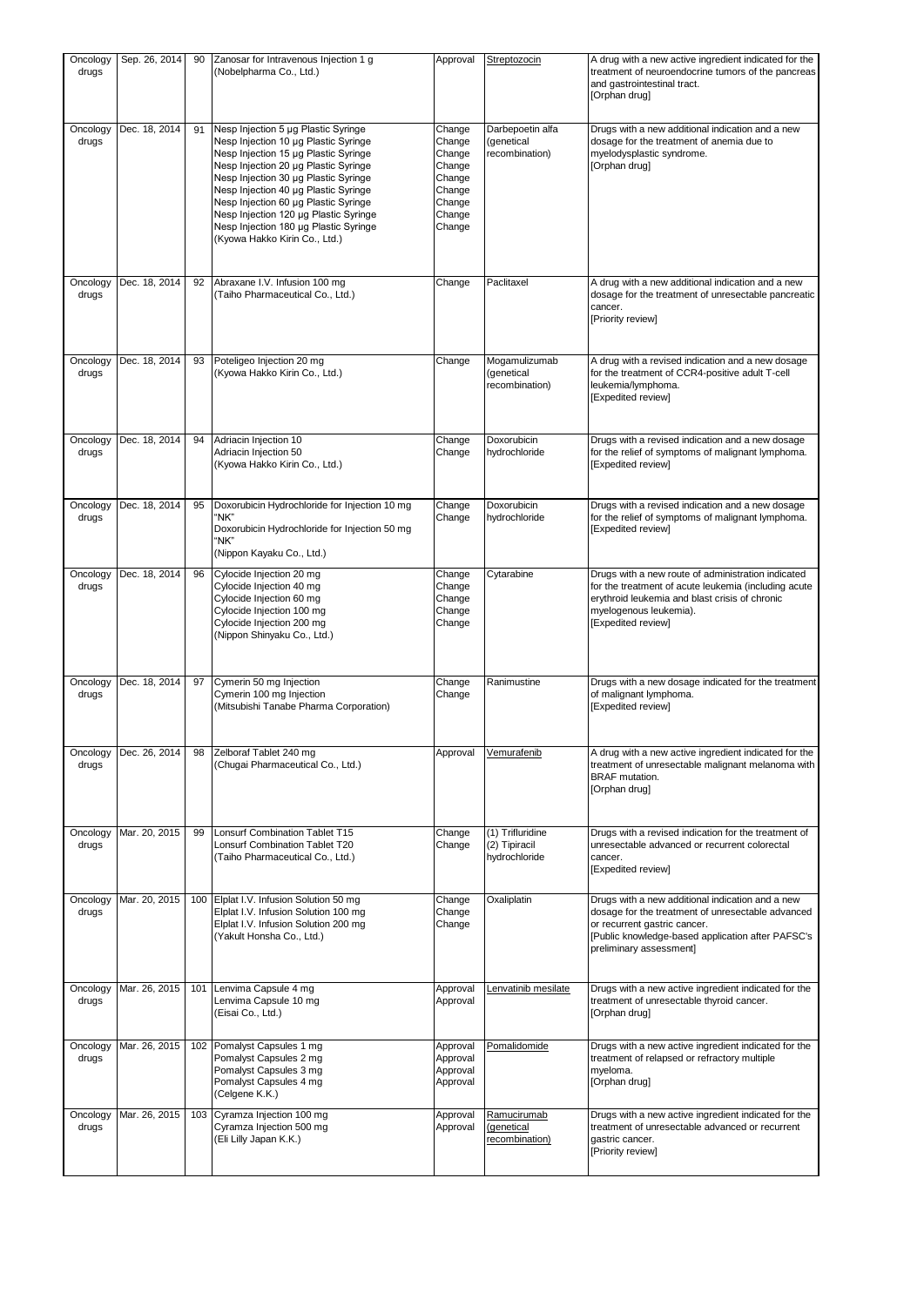| Oncology drugs | Sep. 26, 2014 | 90 | Zanosar for Intravenous Injection 1 g<br>(Nobelpharma Co., Ltd.) | Approval | Streptozocin | A drug with a new active ingredient indicated for the treatment of neuroendocrine tumors of the pancreas and gastrointestinal tract.<br>[Orphan drug] |
|---|---|---|---|---|---|---|
| Oncology drugs | Dec. 18, 2014 | 91 | Nesp Injection 5 µg Plastic Syringe<br>Nesp Injection 10 µg Plastic Syringe<br>Nesp Injection 15 µg Plastic Syringe<br>Nesp Injection 20 µg Plastic Syringe<br>Nesp Injection 30 µg Plastic Syringe<br>Nesp Injection 40 µg Plastic Syringe<br>Nesp Injection 60 µg Plastic Syringe<br>Nesp Injection 120 µg Plastic Syringe<br>Nesp Injection 180 µg Plastic Syringe<br>(Kyowa Hakko Kirin Co., Ltd.) | Change<br>Change<br>Change<br>Change<br>Change<br>Change<br>Change<br>Change<br>Change | Darbepoetin alfa (genetical recombination) | Drugs with a new additional indication and a new dosage for the treatment of anemia due to myelodysplastic syndrome.<br>[Orphan drug] |
| Oncology drugs | Dec. 18, 2014 | 92 | Abraxane I.V. Infusion 100 mg<br>(Taiho Pharmaceutical Co., Ltd.) | Change | Paclitaxel | A drug with a new additional indication and a new dosage for the treatment of unresectable pancreatic cancer.<br>[Priority review] |
| Oncology drugs | Dec. 18, 2014 | 93 | Poteligeo Injection 20 mg<br>(Kyowa Hakko Kirin Co., Ltd.) | Change | Mogamulizumab (genetical recombination) | A drug with a revised indication and a new dosage for the treatment of CCR4-positive adult T-cell leukemia/lymphoma.<br>[Expedited review] |
| Oncology drugs | Dec. 18, 2014 | 94 | Adriacin Injection 10<br>Adriacin Injection 50<br>(Kyowa Hakko Kirin Co., Ltd.) | Change<br>Change | Doxorubicin hydrochloride | Drugs with a revised indication and a new dosage for the relief of symptoms of malignant lymphoma.<br>[Expedited review] |
| Oncology drugs | Dec. 18, 2014 | 95 | Doxorubicin Hydrochloride for Injection 10 mg "NK"<br>Doxorubicin Hydrochloride for Injection 50 mg "NK"<br>(Nippon Kayaku Co., Ltd.) | Change<br>Change | Doxorubicin hydrochloride | Drugs with a revised indication and a new dosage for the relief of symptoms of malignant lymphoma.<br>[Expedited review] |
| Oncology drugs | Dec. 18, 2014 | 96 | Cylocide Injection 20 mg<br>Cylocide Injection 40 mg<br>Cylocide Injection 60 mg<br>Cylocide Injection 100 mg<br>Cylocide Injection 200 mg<br>(Nippon Shinyaku Co., Ltd.) | Change<br>Change<br>Change<br>Change<br>Change | Cytarabine | Drugs with a new route of administration indicated for the treatment of acute leukemia (including acute erythroid leukemia and blast crisis of chronic myelogenous leukemia).<br>[Expedited review] |
| Oncology drugs | Dec. 18, 2014 | 97 | Cymerin 50 mg Injection<br>Cymerin 100 mg Injection<br>(Mitsubishi Tanabe Pharma Corporation) | Change<br>Change | Ranimustine | Drugs with a new dosage indicated for the treatment of malignant lymphoma.<br>[Expedited review] |
| Oncology drugs | Dec. 26, 2014 | 98 | Zelboraf Tablet 240 mg<br>(Chugai Pharmaceutical Co., Ltd.) | Approval | Vemurafenib | A drug with a new active ingredient indicated for the treatment of unresectable malignant melanoma with BRAF mutation.<br>[Orphan drug] |
| Oncology drugs | Mar. 20, 2015 | 99 | Lonsurf Combination Tablet T15<br>Lonsurf Combination Tablet T20<br>(Taiho Pharmaceutical Co., Ltd.) | Change<br>Change | (1) Trifluridine<br>(2) Tipiracil hydrochloride | Drugs with a revised indication for the treatment of unresectable advanced or recurrent colorectal cancer.<br>[Expedited review] |
| Oncology drugs | Mar. 20, 2015 | 100 | Elplat I.V. Infusion Solution 50 mg<br>Elplat I.V. Infusion Solution 100 mg<br>Elplat I.V. Infusion Solution 200 mg<br>(Yakult Honsha Co., Ltd.) | Change<br>Change<br>Change | Oxaliplatin | Drugs with a new additional indication and a new dosage for the treatment of unresectable advanced or recurrent gastric cancer.<br>[Public knowledge-based application after PAFSC's preliminary assessment] |
| Oncology drugs | Mar. 26, 2015 | 101 | Lenvima Capsule 4 mg<br>Lenvima Capsule 10 mg<br>(Eisai Co., Ltd.) | Approval<br>Approval | Lenvatinib mesilate | Drugs with a new active ingredient indicated for the treatment of unresectable thyroid cancer.<br>[Orphan drug] |
| Oncology drugs | Mar. 26, 2015 | 102 | Pomalyst Capsules 1 mg<br>Pomalyst Capsules 2 mg<br>Pomalyst Capsules 3 mg<br>Pomalyst Capsules 4 mg<br>(Celgene K.K.) | Approval<br>Approval<br>Approval<br>Approval | Pomalidomide | Drugs with a new active ingredient indicated for the treatment of relapsed or refractory multiple myeloma.<br>[Orphan drug] |
| Oncology drugs | Mar. 26, 2015 | 103 | Cyramza Injection 100 mg<br>Cyramza Injection 500 mg<br>(Eli Lilly Japan K.K.) | Approval<br>Approval | Ramucirumab (genetical recombination) | Drugs with a new active ingredient indicated for the treatment of unresectable advanced or recurrent gastric cancer.<br>[Priority review] |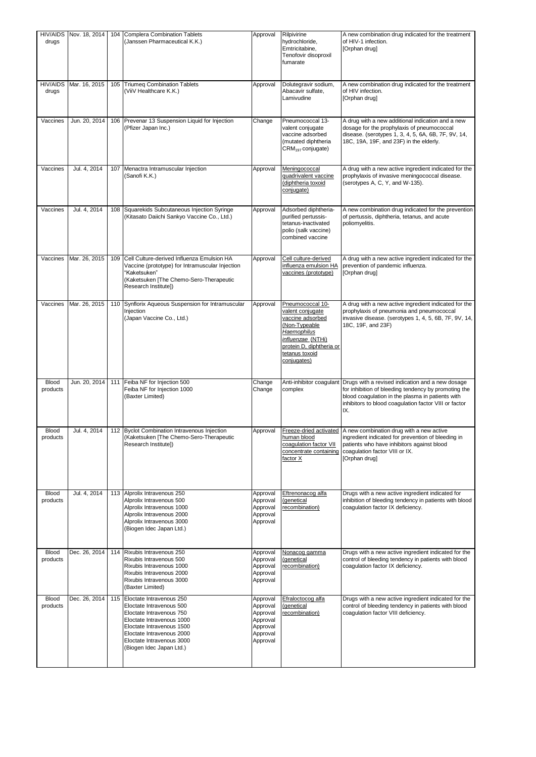| HIV/AIDS drugs | Nov. 18, 2014 | 104 | Complera Combination Tablets (Janssen Pharmaceutical K.K.) | Approval | Rilpivirine hydrochloride, Emtricitabine, Tenofovir disoproxil fumarate | A new combination drug indicated for the treatment of HIV-1 infection. [Orphan drug] |
|---|---|---|---|---|---|---|
| HIV/AIDS drugs | Mar. 16, 2015 | 105 | Triumeq Combination Tablets (ViiV Healthcare K.K.) | Approval | Dolutegravir sodium, Abacavir sulfate, Lamivudine | A new combination drug indicated for the treatment of HIV infection. [Orphan drug] |
| Vaccines | Jun. 20, 2014 | 106 | Prevenar 13 Suspension Liquid for Injection (Pfizer Japan Inc.) | Change | Pneumococcal 13-valent conjugate vaccine adsorbed (mutated diphtheria $CRM_{197}$ conjugate) | A drug with a new additional indication and a new dosage for the prophylaxis of pneumococcal disease. (serotypes 1, 3, 4, 5, 6A, 6B, 7F, 9V, 14, 18C, 19A, 19F, and 23F) in the elderly. |
| Vaccines | Jul. 4, 2014 | 107 | Menactra Intramuscular Injection (Sanofi K.K.) | Approval | Meningococcal quadrivalent vaccine (diphtheria toxoid conjugate) | A drug with a new active ingredient indicated for the prophylaxis of invasive meningococcal disease. (serotypes A, C, Y, and W-135). |
| Vaccines | Jul. 4, 2014 | 108 | Squarekids Subcutaneous Injection Syringe (Kitasato Daiichi Sankyo Vaccine Co., Ltd.) | Approval | Adsorbed diphtheria-purified pertussis-tetanus-inactivated polio (salk vaccine) combined vaccine | A new combination drug indicated for the prevention of pertussis, diphtheria, tetanus, and acute poliomyelitis. |
| Vaccines | Mar. 26, 2015 | 109 | Cell Culture-derived Influenza Emulsion HA Vaccine (prototype) for Intramuscular Injection "Kaketsuken" (Kaketsuken [The Chemo-Sero-Therapeutic Research Institute]) | Approval | Cell culture-derived influenza emulsion HA vaccines (prototype) | A drug with a new active ingredient indicated for the prevention of pandemic influenza. [Orphan drug] |
| Vaccines | Mar. 26, 2015 | 110 | Synflorix Aqueous Suspension for Intramuscular Injection (Japan Vaccine Co., Ltd.) | Approval | Pneumococcal 10-valent conjugate vaccine adsorbed (Non-Typeable *Haemophilus influenzae* (NTHi) protein D, diphtheria or tetanus toxoid conjugates) | A drug with a new active ingredient indicated for the prophylaxis of pneumonia and pneumococcal invasive disease. (serotypes 1, 4, 5, 6B, 7F, 9V, 14, 18C, 19F, and 23F) |
| Blood products | Jun. 20, 2014 | 111 | Feiba NF for Injection 500<br>Feiba NF for Injection 1000<br>(Baxter Limited) | Change<br>Change | Anti-inhibitor coagulant complex | Drugs with a revised indication and a new dosage for inhibition of bleeding tendency by promoting the blood coagulation in the plasma in patients with inhibitors to blood coagulation factor VIII or factor IX. |
| Blood products | Jul. 4, 2014 | 112 | Byclot Combination Intravenous Injection (Kaketsuken [The Chemo-Sero-Therapeutic Research Institute]) | Approval | Freeze-dried activated human blood coagulation factor VII concentrate containing factor X | A new combination drug with a new active ingredient indicated for prevention of bleeding in patients who have inhibitors against blood coagulation factor VIII or IX. [Orphan drug] |
| Blood products | Jul. 4, 2014 | 113 | Alprolix Intravenous 250<br>Alprolix Intravenous 500<br>Alprolix Intravenous 1000<br>Alprolix Intravenous 2000<br>Alprolix Intravenous 3000<br>(Biogen Idec Japan Ltd.) | Approval<br>Approval<br>Approval<br>Approval<br>Approval | Eftrenonacog alfa (genetical recombination) | Drugs with a new active ingredient indicated for inhibition of bleeding tendency in patients with blood coagulation factor IX deficiency. |
| Blood products | Dec. 26, 2014 | 114 | Rixubis Intravenous 250<br>Rixubis Intravenous 500<br>Rixubis Intravenous 1000<br>Rixubis Intravenous 2000<br>Rixubis Intravenous 3000<br>(Baxter Limited) | Approval<br>Approval<br>Approval<br>Approval<br>Approval | Nonacog gamma (genetical recombination) | Drugs with a new active ingredient indicated for the control of bleeding tendency in patients with blood coagulation factor IX deficiency. |
| Blood products | Dec. 26, 2014 | 115 | Eloctate Intravenous 250<br>Eloctate Intravenous 500<br>Eloctate Intravenous 750<br>Eloctate Intravenous 1000<br>Eloctate Intravenous 1500<br>Eloctate Intravenous 2000<br>Eloctate Intravenous 3000<br>(Biogen Idec Japan Ltd.) | Approval<br>Approval<br>Approval<br>Approval<br>Approval<br>Approval<br>Approval | Efraloctocog alfa (genetical recombination) | Drugs with a new active ingredient indicated for the control of bleeding tendency in patients with blood coagulation factor VIII deficiency. |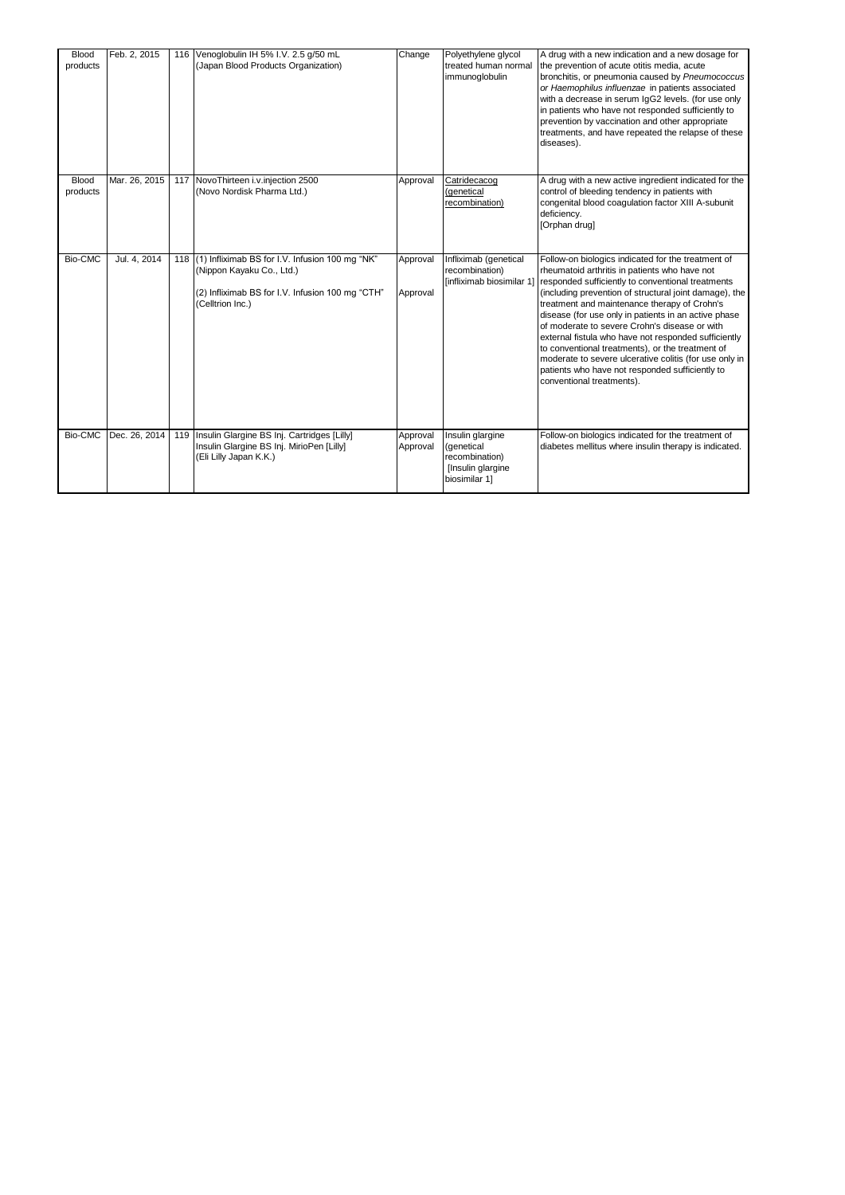| Blood products | Feb. 2, 2015 | 116 | Venoglobulin IH 5% I.V. 2.5 g/50 mL (Japan Blood Products Organization) | Change | Polyethylene glycol treated human normal immunoglobulin | A drug with a new indication and a new dosage for the prevention of acute otitis media, acute bronchitis, or pneumonia caused by *Pneumococcus or Haemophilus influenzae* in patients associated with a decrease in serum IgG2 levels. (for use only in patients who have not responded sufficiently to prevention by vaccination and other appropriate treatments, and have repeated the relapse of these diseases). |
|---|---|---|---|---|---|---|
| Blood products | Mar. 26, 2015 | 117 | NovoThirteen i.v.injection 2500 (Novo Nordisk Pharma Ltd.) | Approval | Catridecacog (genetical recombination) | A drug with a new active ingredient indicated for the control of bleeding tendency in patients with congenital blood coagulation factor XIII A-subunit deficiency. [Orphan drug] |
| Bio-CMC | Jul. 4, 2014 | 118 | (1) Infliximab BS for I.V. Infusion 100 mg "NK" (Nippon Kayaku Co., Ltd.)<br>(2) Infliximab BS for I.V. Infusion 100 mg "CTH" (Celltrion Inc.) | Approval<br>Approval | Infliximab (genetical recombination) [infliximab biosimilar 1] | Follow-on biologics indicated for the treatment of rheumatoid arthritis in patients who have not responded sufficiently to conventional treatments (including prevention of structural joint damage), the treatment and maintenance therapy of Crohn's disease (for use only in patients in an active phase of moderate to severe Crohn's disease or with external fistula who have not responded sufficiently to conventional treatments), or the treatment of moderate to severe ulcerative colitis (for use only in patients who have not responded sufficiently to conventional treatments). |
| Bio-CMC | Dec. 26, 2014 | 119 | Insulin Glargine BS Inj. Cartridges [Lilly]<br>Insulin Glargine BS Inj. MirioPen [Lilly]<br>(Eli Lilly Japan K.K.) | Approval<br>Approval | Insulin glargine (genetical recombination) [Insulin glargine biosimilar 1] | Follow-on biologics indicated for the treatment of diabetes mellitus where insulin therapy is indicated. |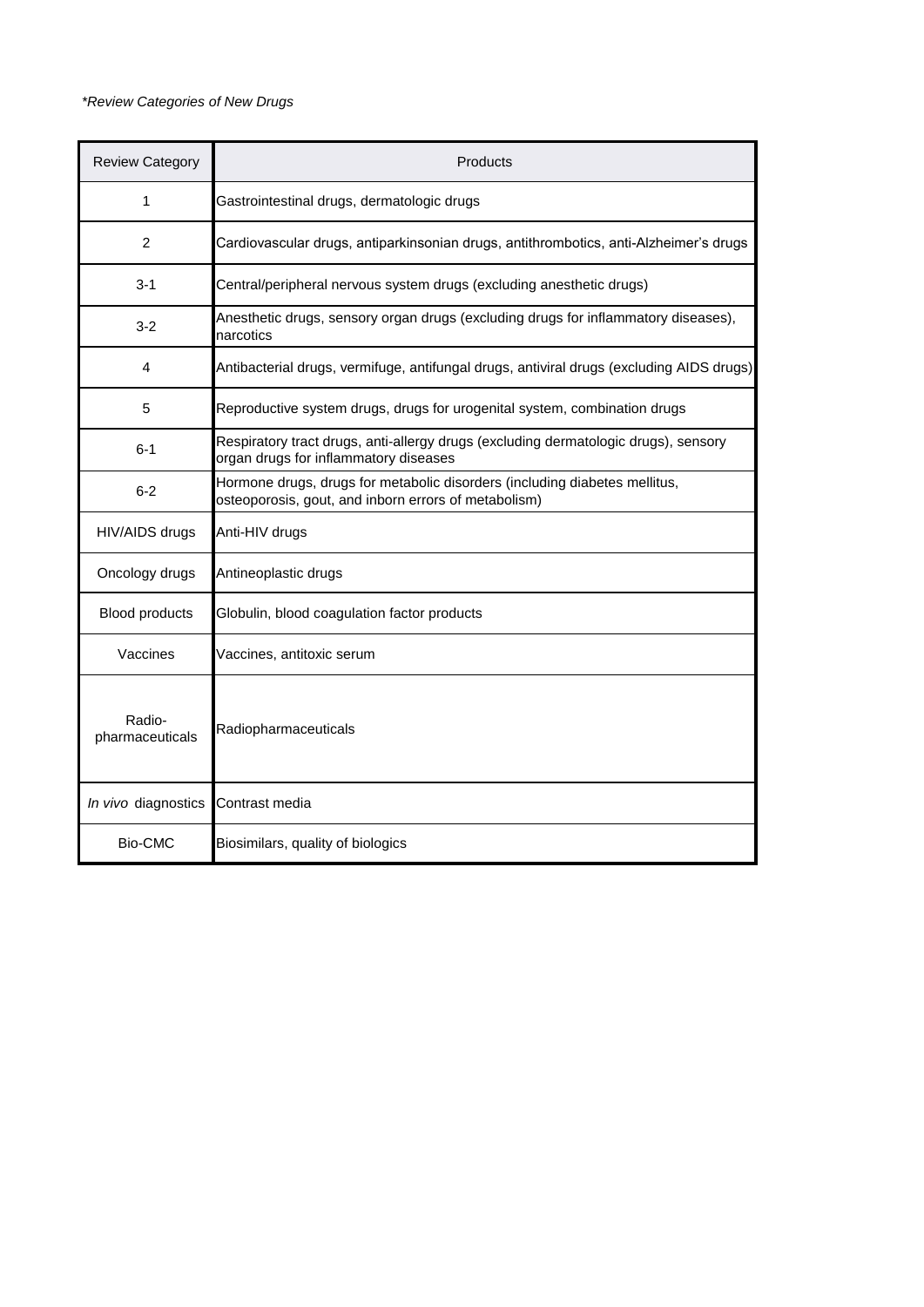*\*Review Categories of New Drugs*

| Review Category | Products |
|---|---|
| 1 | Gastrointestinal drugs, dermatologic drugs |
| 2 | Cardiovascular drugs, antiparkinsonian drugs, antithrombotics, anti-Alzheimer's drugs |
| 3-1 | Central/peripheral nervous system drugs (excluding anesthetic drugs) |
| 3-2 | Anesthetic drugs, sensory organ drugs (excluding drugs for inflammatory diseases), narcotics |
| 4 | Antibacterial drugs, vermifuge, antifungal drugs, antiviral drugs (excluding AIDS drugs) |
| 5 | Reproductive system drugs, drugs for urogenital system, combination drugs |
| 6-1 | Respiratory tract drugs, anti-allergy drugs (excluding dermatologic drugs), sensory organ drugs for inflammatory diseases |
| 6-2 | Hormone drugs, drugs for metabolic disorders (including diabetes mellitus, osteoporosis, gout, and inborn errors of metabolism) |
| HIV/AIDS drugs | Anti-HIV drugs |
| Oncology drugs | Antineoplastic drugs |
| Blood products | Globulin, blood coagulation factor products |
| Vaccines | Vaccines, antitoxic serum |
| Radio-pharmaceuticals | Radiopharmaceuticals |
| *In vivo* diagnostics | Contrast media |
| Bio-CMC | Biosimilars, quality of biologics |